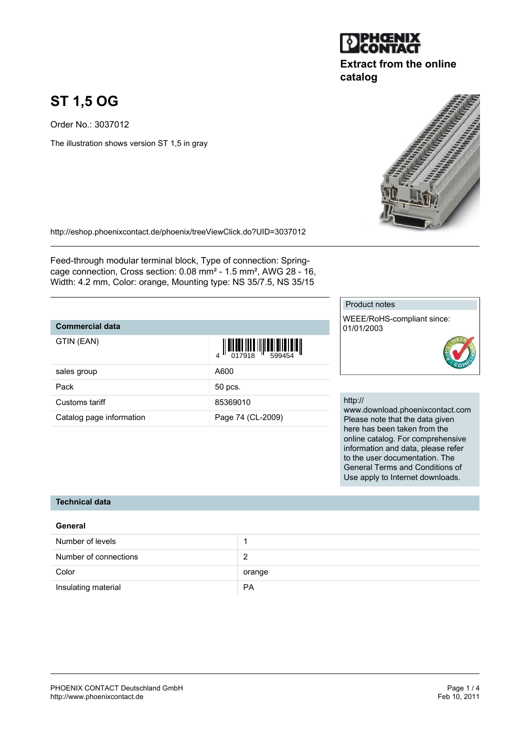PHOENIX CONTACT

**Extract from the online catalog**

# ST 1,5 OG

Order No.: 3037012

The illustration shows version ST 1,5 in gray

http://eshop.phoenixcontact.de/phoenix/treeViewClick.do?UID=3037012

Feed-through modular terminal block, Type of connection: Spring-cage connection, Cross section: 0.08 mm² - 1.5 mm², AWG 28 - 16, Width: 4.2 mm, Color: orange, Mounting type: NS 35/7.5, NS 35/15

Product notes

WEEE/RoHS-compliant since: 01/01/2003

http:// www.download.phoenixcontact.com
Please note that the data given here has been taken from the online catalog. For comprehensive information and data, please refer to the user documentation. The General Terms and Conditions of Use apply to Internet downloads.

## Commercial data

| Commercial data | |
|---|---|
| GTIN (EAN) | 4 017918 599454 |
| sales group | A600 |
| Pack | 50 pcs. |
| Customs tariff | 85369010 |
| Catalog page information | Page 74 (CL-2009) |

## Technical data

### General

| General | |
|---|---|
| Number of levels | 1 |
| Number of connections | 2 |
| Color | orange |
| Insulating material | PA |

PHOENIX CONTACT Deutschland GmbH
http://www.phoenixcontact.de

Feb 10, 2011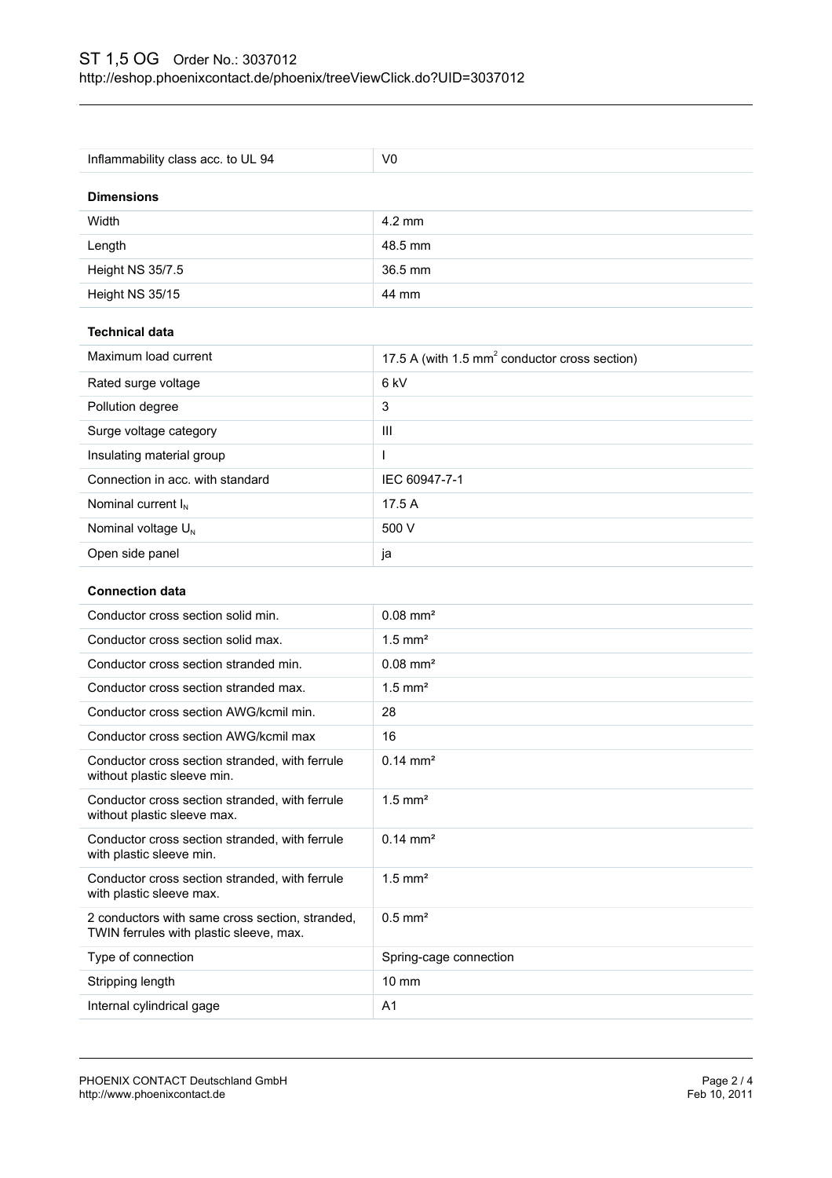| Inflammability class acc. to UL 94 | V0 |
|---|---|

### Dimensions

| | |
|---|---|
| Width | 4.2 mm |
| Length | 48.5 mm |
| Height NS 35/7.5 | 36.5 mm |
| Height NS 35/15 | 44 mm |

### Technical data

| | |
|---|---|
| Maximum load current | 17.5 A (with 1.5 mm² conductor cross section) |
| Rated surge voltage | 6 kV |
| Pollution degree | 3 |
| Surge voltage category | III |
| Insulating material group | I |
| Connection in acc. with standard | IEC 60947-7-1 |
| Nominal current $I_N$ | 17.5 A |
| Nominal voltage $U_N$ | 500 V |
| Open side panel | ja |

### Connection data

| | |
|---|---|
| Conductor cross section solid min. | 0.08 mm² |
| Conductor cross section solid max. | 1.5 mm² |
| Conductor cross section stranded min. | 0.08 mm² |
| Conductor cross section stranded max. | 1.5 mm² |
| Conductor cross section AWG/kcmil min. | 28 |
| Conductor cross section AWG/kcmil max | 16 |
| Conductor cross section stranded, with ferrule without plastic sleeve min. | 0.14 mm² |
| Conductor cross section stranded, with ferrule without plastic sleeve max. | 1.5 mm² |
| Conductor cross section stranded, with ferrule with plastic sleeve min. | 0.14 mm² |
| Conductor cross section stranded, with ferrule with plastic sleeve max. | 1.5 mm² |
| 2 conductors with same cross section, stranded, TWIN ferrules with plastic sleeve, max. | 0.5 mm² |
| Type of connection | Spring-cage connection |
| Stripping length | 10 mm |
| Internal cylindrical gage | A1 |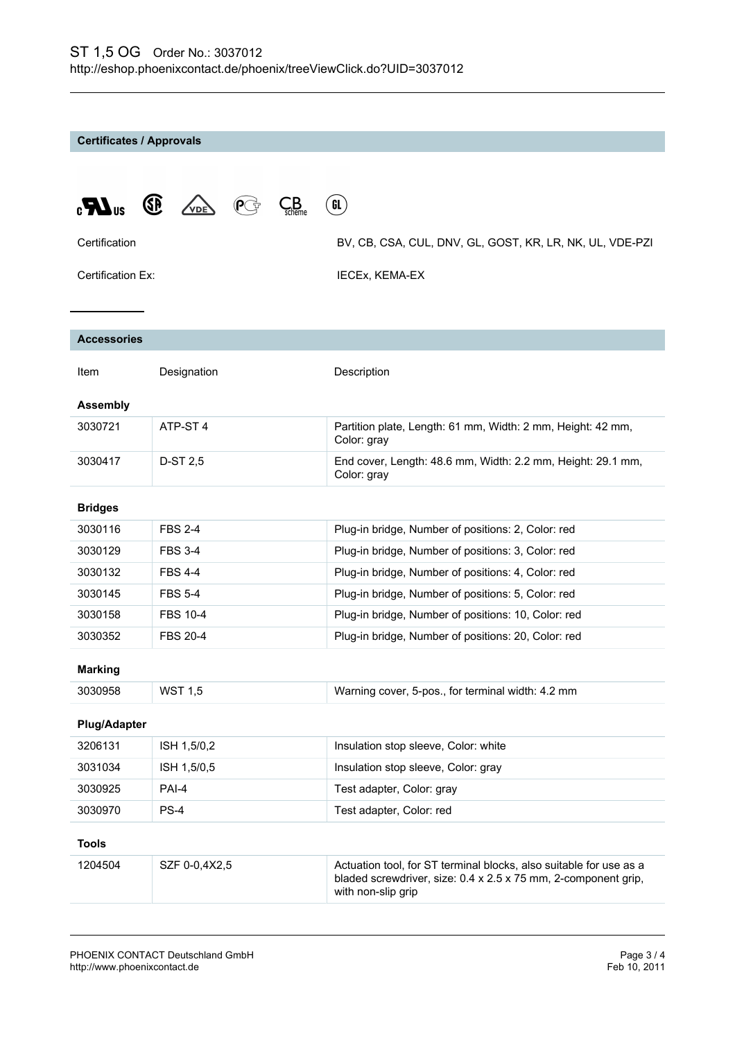## Certificates / Approvals

| | |
|---|---|
| Certification | BV, CB, CSA, CUL, DNV, GL, GOST, KR, LR, NK, UL, VDE-PZI |
| Certification Ex: | IECEx, KEMA-EX |

## Accessories

| Item | Designation | Description |
|---|---|---|
| **Assembly** | | |
| 3030721 | ATP-ST 4 | Partition plate, Length: 61 mm, Width: 2 mm, Height: 42 mm, Color: gray |
| 3030417 | D-ST 2,5 | End cover, Length: 48.6 mm, Width: 2.2 mm, Height: 29.1 mm, Color: gray |
| **Bridges** | | |
| 3030116 | FBS 2-4 | Plug-in bridge, Number of positions: 2, Color: red |
| 3030129 | FBS 3-4 | Plug-in bridge, Number of positions: 3, Color: red |
| 3030132 | FBS 4-4 | Plug-in bridge, Number of positions: 4, Color: red |
| 3030145 | FBS 5-4 | Plug-in bridge, Number of positions: 5, Color: red |
| 3030158 | FBS 10-4 | Plug-in bridge, Number of positions: 10, Color: red |
| 3030352 | FBS 20-4 | Plug-in bridge, Number of positions: 20, Color: red |
| **Marking** | | |
| 3030958 | WST 1,5 | Warning cover, 5-pos., for terminal width: 4.2 mm |
| **Plug/Adapter** | | |
| 3206131 | ISH 1,5/0,2 | Insulation stop sleeve, Color: white |
| 3031034 | ISH 1,5/0,5 | Insulation stop sleeve, Color: gray |
| 3030925 | PAI-4 | Test adapter, Color: gray |
| 3030970 | PS-4 | Test adapter, Color: red |
| **Tools** | | |
| 1204504 | SZF 0-0,4X2,5 | Actuation tool, for ST terminal blocks, also suitable for use as a bladed screwdriver, size: 0.4 x 2.5 x 75 mm, 2-component grip, with non-slip grip |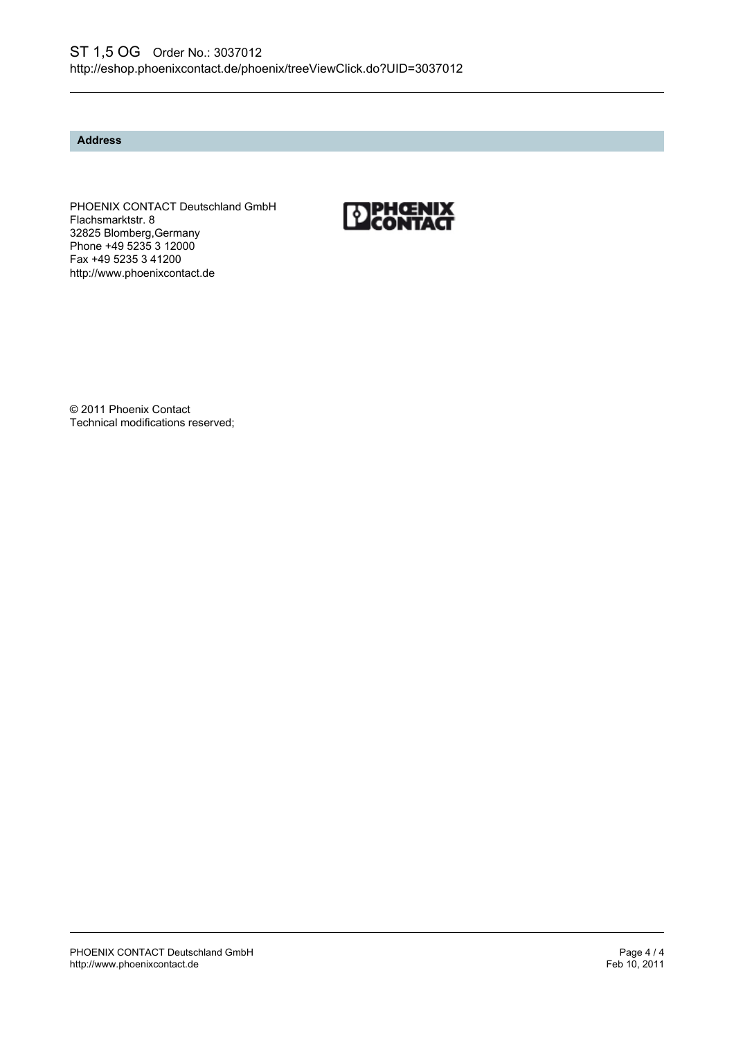## Address

PHOENIX CONTACT Deutschland GmbH
Flachsmarktstr. 8
32825 Blomberg,Germany
Phone +49 5235 3 12000
Fax +49 5235 3 41200
http://www.phoenixcontact.de

© 2011 Phoenix Contact
Technical modifications reserved;